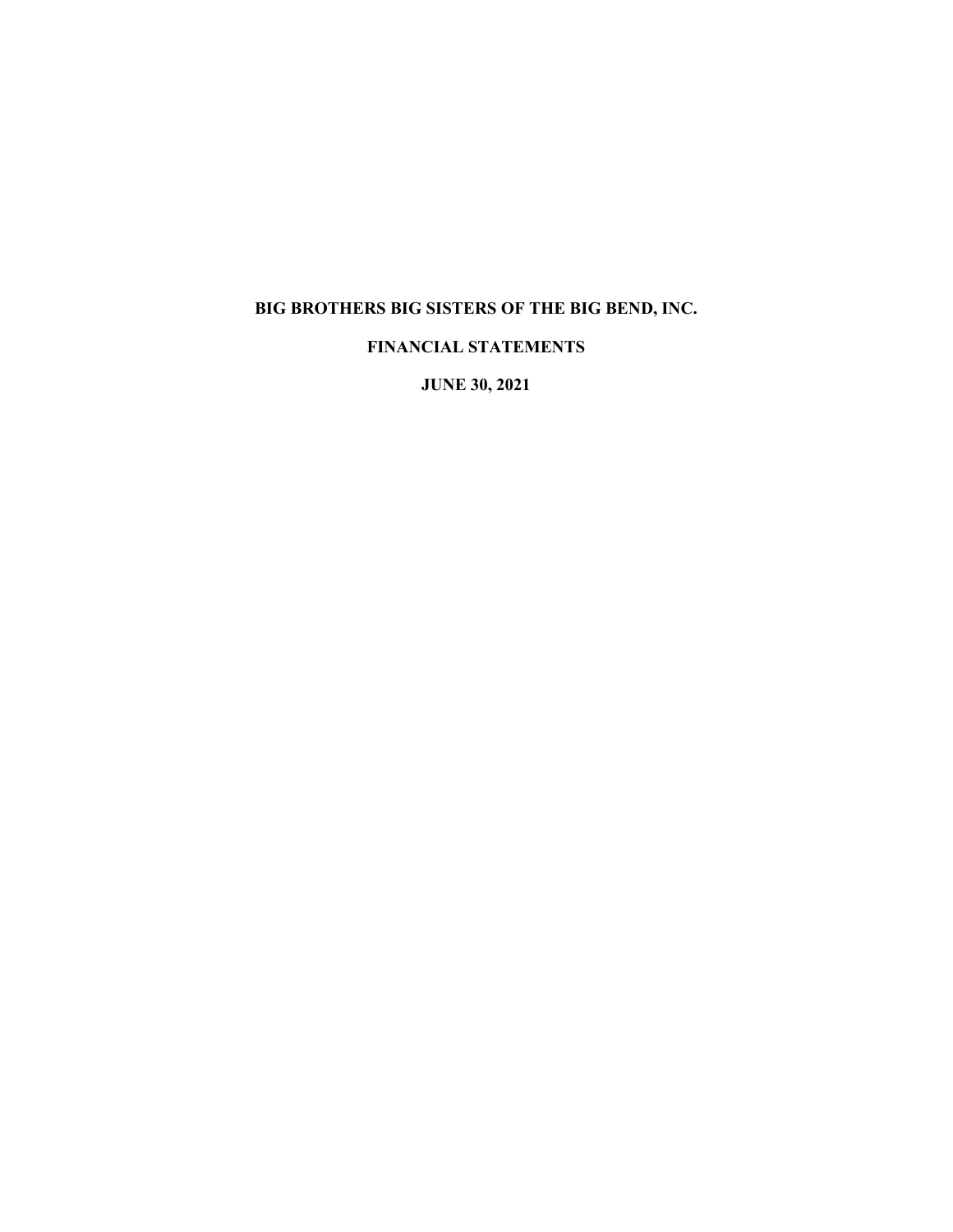# BIG BROTHERS BIG SISTERS OF THE BIG BEND, INC.

## FINANCIAL STATEMENTS

## JUNE 30, 2021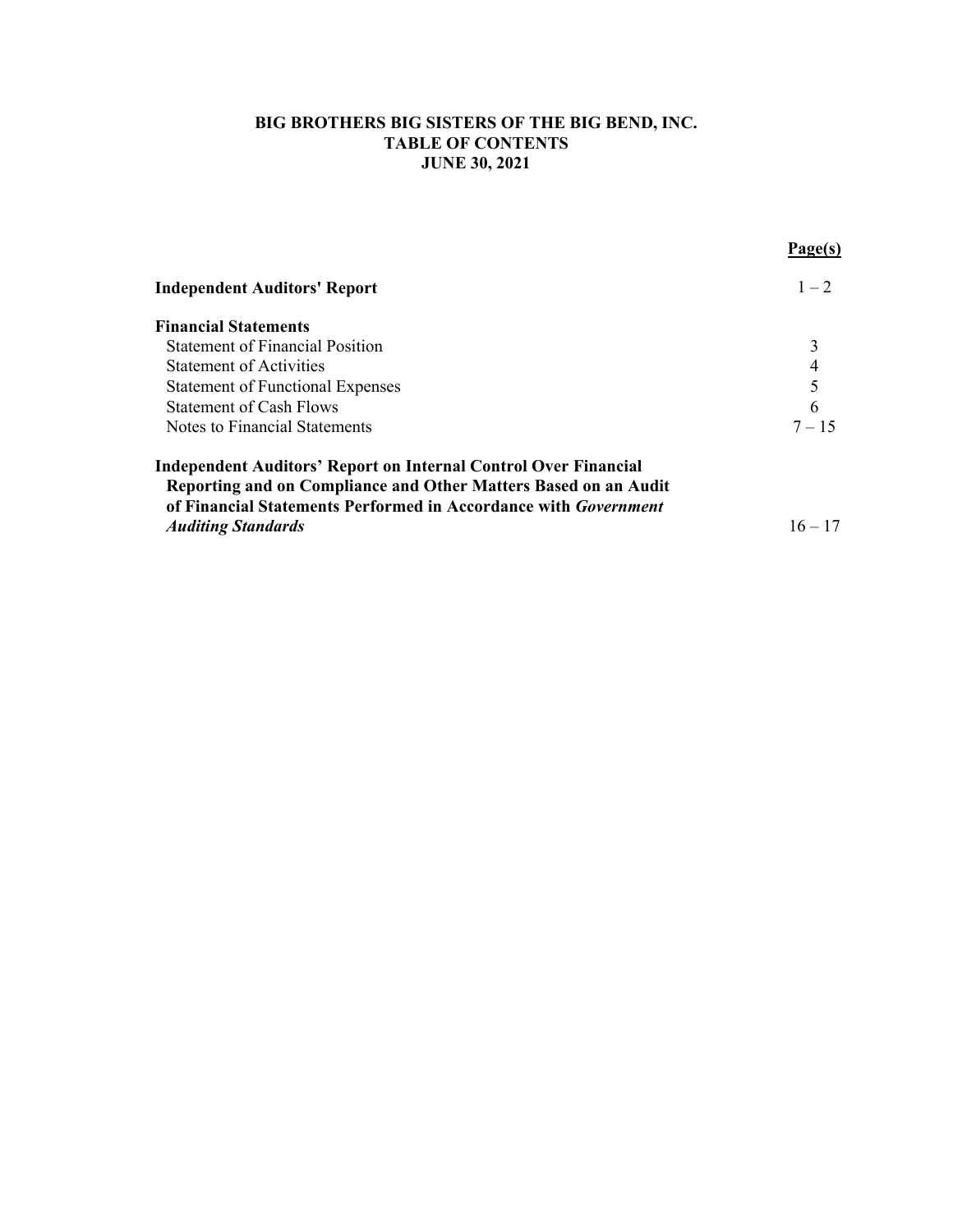# BIG BROTHERS BIG SISTERS OF THE BIG BEND, INC.
## TABLE OF CONTENTS
## JUNE 30, 2021

| | **Page(s)** |
|---|---|
| **Independent Auditors' Report** | 1 – 2 |
| **Financial Statements** | |
| Statement of Financial Position | 3 |
| Statement of Activities | 4 |
| Statement of Functional Expenses | 5 |
| Statement of Cash Flows | 6 |
| Notes to Financial Statements | 7 – 15 |
| **Independent Auditors' Report on Internal Control Over Financial Reporting and on Compliance and Other Matters Based on an Audit of Financial Statements Performed in Accordance with *Government Auditing Standards*** | 16 – 17 |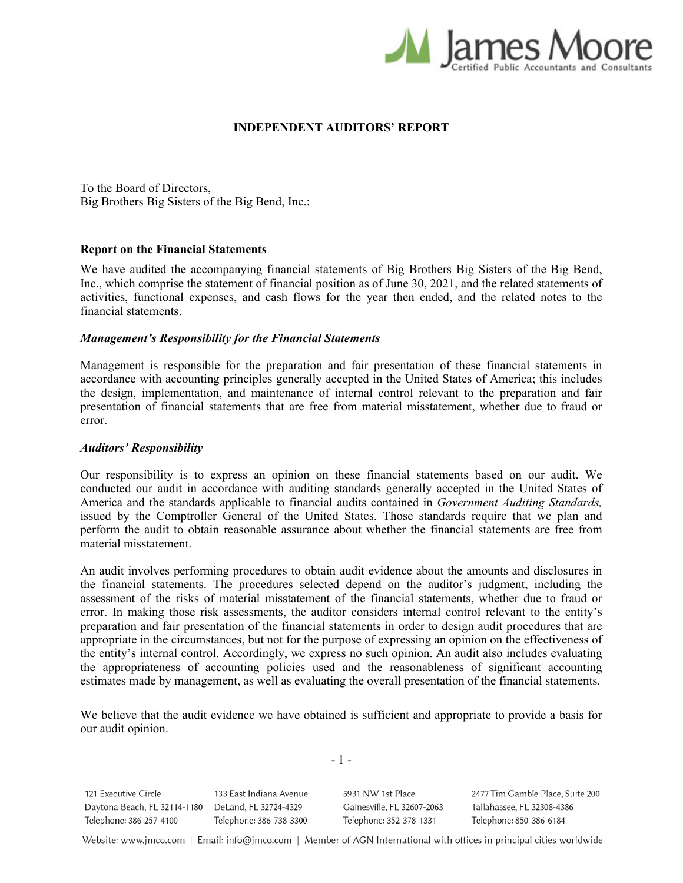# INDEPENDENT AUDITORS' REPORT

To the Board of Directors,
Big Brothers Big Sisters of the Big Bend, Inc.:

## Report on the Financial Statements

We have audited the accompanying financial statements of Big Brothers Big Sisters of the Big Bend, Inc., which comprise the statement of financial position as of June 30, 2021, and the related statements of activities, functional expenses, and cash flows for the year then ended, and the related notes to the financial statements.

### *Management's Responsibility for the Financial Statements*

Management is responsible for the preparation and fair presentation of these financial statements in accordance with accounting principles generally accepted in the United States of America; this includes the design, implementation, and maintenance of internal control relevant to the preparation and fair presentation of financial statements that are free from material misstatement, whether due to fraud or error.

### *Auditors' Responsibility*

Our responsibility is to express an opinion on these financial statements based on our audit. We conducted our audit in accordance with auditing standards generally accepted in the United States of America and the standards applicable to financial audits contained in *Government Auditing Standards,* issued by the Comptroller General of the United States. Those standards require that we plan and perform the audit to obtain reasonable assurance about whether the financial statements are free from material misstatement.

An audit involves performing procedures to obtain audit evidence about the amounts and disclosures in the financial statements. The procedures selected depend on the auditor's judgment, including the assessment of the risks of material misstatement of the financial statements, whether due to fraud or error. In making those risk assessments, the auditor considers internal control relevant to the entity's preparation and fair presentation of the financial statements in order to design audit procedures that are appropriate in the circumstances, but not for the purpose of expressing an opinion on the effectiveness of the entity's internal control. Accordingly, we express no such opinion. An audit also includes evaluating the appropriateness of accounting policies used and the reasonableness of significant accounting estimates made by management, as well as evaluating the overall presentation of the financial statements.

We believe that the audit evidence we have obtained is sufficient and appropriate to provide a basis for our audit opinion.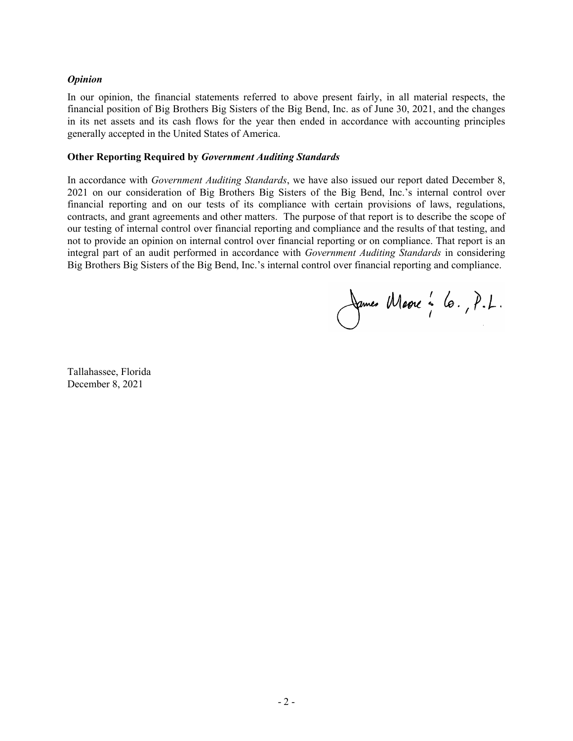### *Opinion*

In our opinion, the financial statements referred to above present fairly, in all material respects, the financial position of Big Brothers Big Sisters of the Big Bend, Inc. as of June 30, 2021, and the changes in its net assets and its cash flows for the year then ended in accordance with accounting principles generally accepted in the United States of America.

### Other Reporting Required by *Government Auditing Standards*

In accordance with *Government Auditing Standards*, we have also issued our report dated December 8, 2021 on our consideration of Big Brothers Big Sisters of the Big Bend, Inc.'s internal control over financial reporting and on our tests of its compliance with certain provisions of laws, regulations, contracts, and grant agreements and other matters. The purpose of that report is to describe the scope of our testing of internal control over financial reporting and compliance and the results of that testing, and not to provide an opinion on internal control over financial reporting or on compliance. That report is an integral part of an audit performed in accordance with *Government Auditing Standards* in considering Big Brothers Big Sisters of the Big Bend, Inc.'s internal control over financial reporting and compliance.

James Moore & Co., P.L.

Tallahassee, Florida
December 8, 2021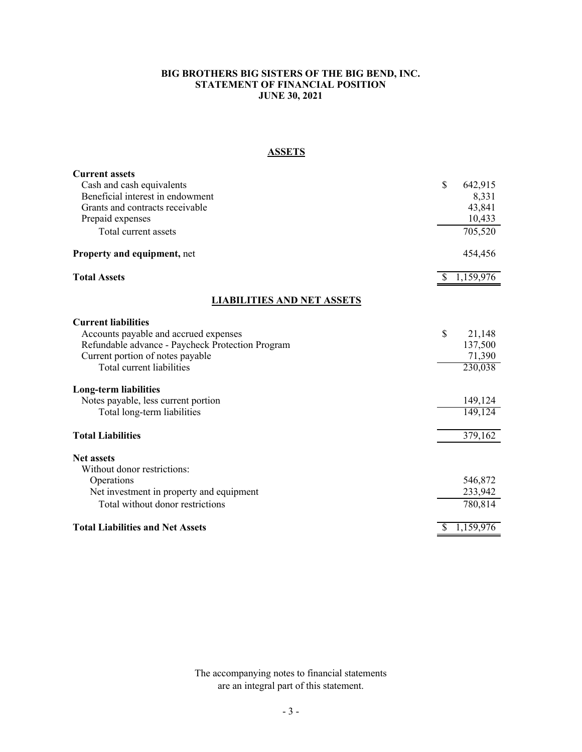# BIG BROTHERS BIG SISTERS OF THE BIG BEND, INC.
## STATEMENT OF FINANCIAL POSITION
## JUNE 30, 2021

### ASSETS

| | |
|---|---|
| **Current assets** | |
| Cash and cash equivalents | $ 642,915 |
| Beneficial interest in endowment | 8,331 |
| Grants and contracts receivable | 43,841 |
| Prepaid expenses | 10,433 |
| Total current assets | 705,520 |
| **Property and equipment,** net | 454,456 |
| **Total Assets** | $ 1,159,976 |

### LIABILITIES AND NET ASSETS

| | |
|---|---|
| **Current liabilities** | |
| Accounts payable and accrued expenses | $ 21,148 |
| Refundable advance - Paycheck Protection Program | 137,500 |
| Current portion of notes payable | 71,390 |
| Total current liabilities | 230,038 |
| **Long-term liabilities** | |
| Notes payable, less current portion | 149,124 |
| Total long-term liabilities | 149,124 |
| **Total Liabilities** | 379,162 |
| **Net assets** | |
| Without donor restrictions: | |
| Operations | 546,872 |
| Net investment in property and equipment | 233,942 |
| Total without donor restrictions | 780,814 |
| **Total Liabilities and Net Assets** | $ 1,159,976 |

The accompanying notes to financial statements are an integral part of this statement.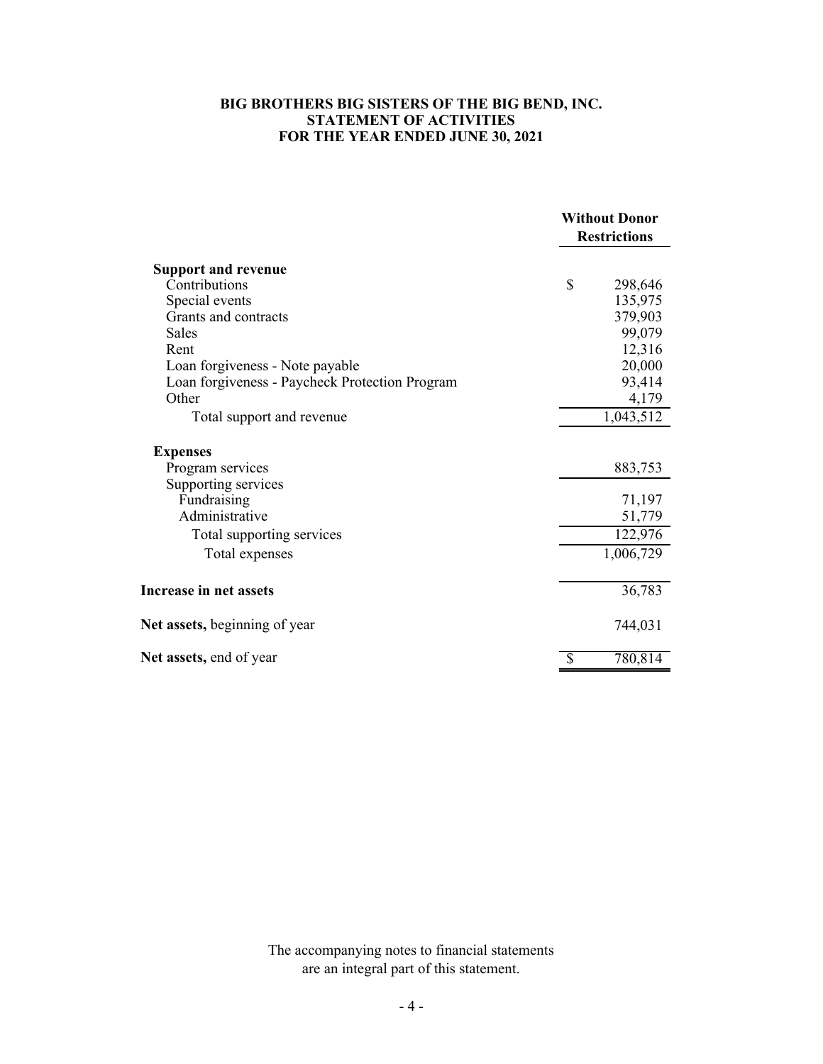**BIG BROTHERS BIG SISTERS OF THE BIG BEND, INC.**
**STATEMENT OF ACTIVITIES**
**FOR THE YEAR ENDED JUNE 30, 2021**

| | Without Donor Restrictions |
|---|---|
| **Support and revenue** | |
| Contributions | $ 298,646 |
| Special events | 135,975 |
| Grants and contracts | 379,903 |
| Sales | 99,079 |
| Rent | 12,316 |
| Loan forgiveness - Note payable | 20,000 |
| Loan forgiveness - Paycheck Protection Program | 93,414 |
| Other | 4,179 |
| Total support and revenue | 1,043,512 |
| **Expenses** | |
| Program services | 883,753 |
| Supporting services | |
| Fundraising | 71,197 |
| Administrative | 51,779 |
| Total supporting services | 122,976 |
| Total expenses | 1,006,729 |
| **Increase in net assets** | 36,783 |
| **Net assets,** beginning of year | 744,031 |
| **Net assets,** end of year | $ 780,814 |

The accompanying notes to financial statements are an integral part of this statement.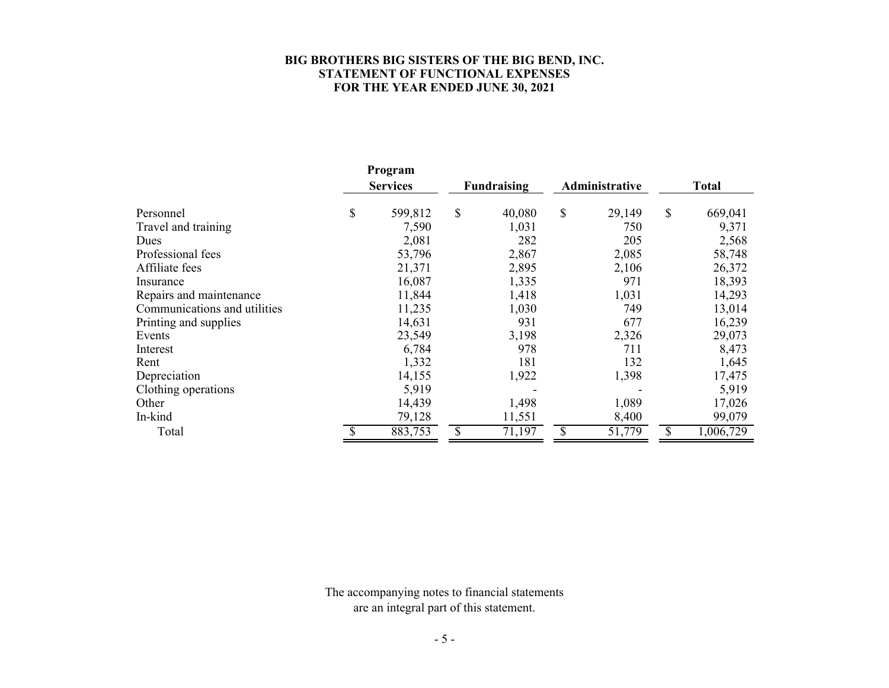# BIG BROTHERS BIG SISTERS OF THE BIG BEND, INC.
## STATEMENT OF FUNCTIONAL EXPENSES
## FOR THE YEAR ENDED JUNE 30, 2021

| | Program Services | Fundraising | Administrative | Total |
|---|---|---|---|---|
| Personnel | $ 599,812 | $ 40,080 | $ 29,149 | $ 669,041 |
| Travel and training | 7,590 | 1,031 | 750 | 9,371 |
| Dues | 2,081 | 282 | 205 | 2,568 |
| Professional fees | 53,796 | 2,867 | 2,085 | 58,748 |
| Affiliate fees | 21,371 | 2,895 | 2,106 | 26,372 |
| Insurance | 16,087 | 1,335 | 971 | 18,393 |
| Repairs and maintenance | 11,844 | 1,418 | 1,031 | 14,293 |
| Communications and utilities | 11,235 | 1,030 | 749 | 13,014 |
| Printing and supplies | 14,631 | 931 | 677 | 16,239 |
| Events | 23,549 | 3,198 | 2,326 | 29,073 |
| Interest | 6,784 | 978 | 711 | 8,473 |
| Rent | 1,332 | 181 | 132 | 1,645 |
| Depreciation | 14,155 | 1,922 | 1,398 | 17,475 |
| Clothing operations | 5,919 | - | - | 5,919 |
| Other | 14,439 | 1,498 | 1,089 | 17,026 |
| In-kind | 79,128 | 11,551 | 8,400 | 99,079 |
| Total | $ 883,753 | $ 71,197 | $ 51,779 | $ 1,006,729 |

The accompanying notes to financial statements are an integral part of this statement.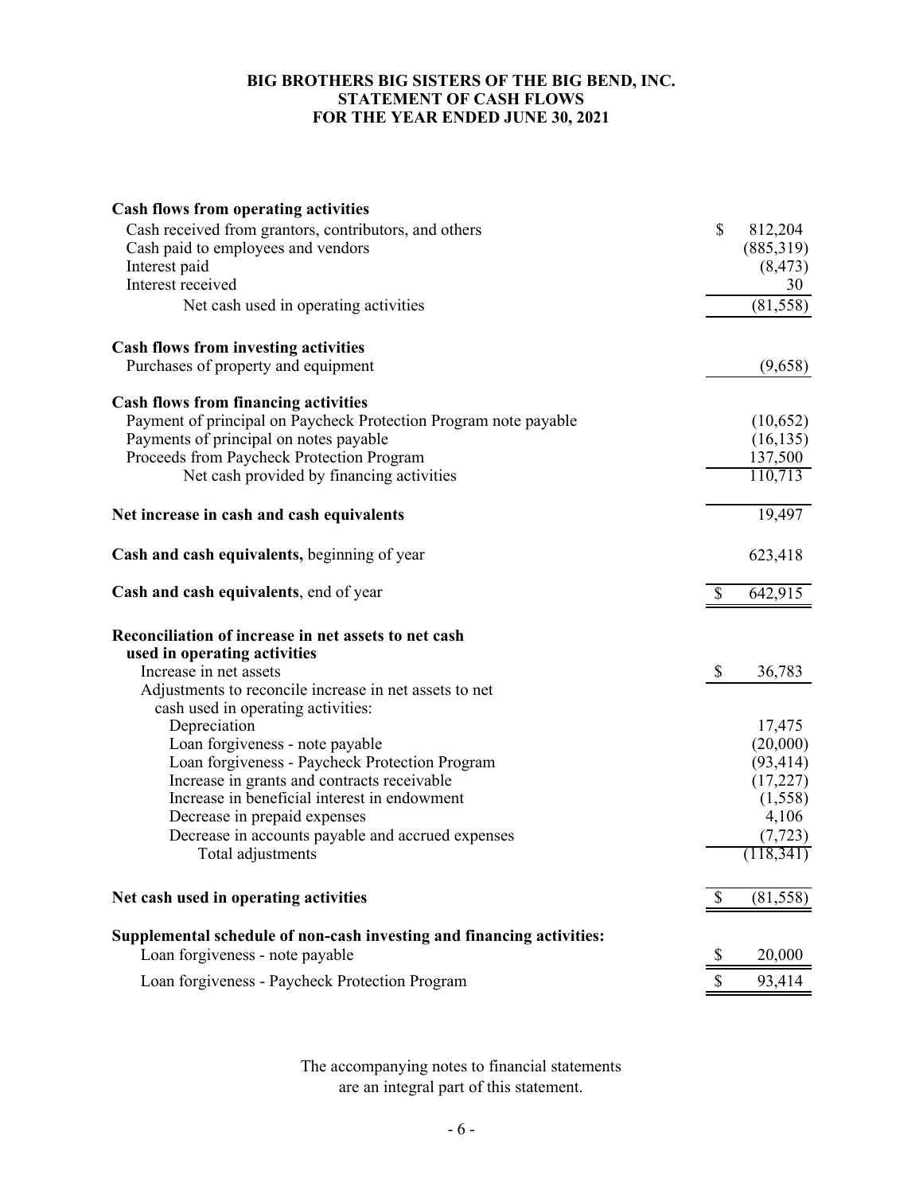# BIG BROTHERS BIG SISTERS OF THE BIG BEND, INC.
## STATEMENT OF CASH FLOWS
## FOR THE YEAR ENDED JUNE 30, 2021

| | |
|---|---|
| **Cash flows from operating activities** | |
| Cash received from grantors, contributors, and others | $ 812,204 |
| Cash paid to employees and vendors | (885,319) |
| Interest paid | (8,473) |
| Interest received | 30 |
| Net cash used in operating activities | (81,558) |
| **Cash flows from investing activities** | |
| Purchases of property and equipment | (9,658) |
| **Cash flows from financing activities** | |
| Payment of principal on Paycheck Protection Program note payable | (10,652) |
| Payments of principal on notes payable | (16,135) |
| Proceeds from Paycheck Protection Program | 137,500 |
| Net cash provided by financing activities | 110,713 |
| **Net increase in cash and cash equivalents** | 19,497 |
| **Cash and cash equivalents,** beginning of year | 623,418 |
| **Cash and cash equivalents**, end of year | $ 642,915 |
| **Reconciliation of increase in net assets to net cash used in operating activities** | |
| Increase in net assets | $ 36,783 |
| Adjustments to reconcile increase in net assets to net cash used in operating activities: | |
| Depreciation | 17,475 |
| Loan forgiveness - note payable | (20,000) |
| Loan forgiveness - Paycheck Protection Program | (93,414) |
| Increase in grants and contracts receivable | (17,227) |
| Increase in beneficial interest in endowment | (1,558) |
| Decrease in prepaid expenses | 4,106 |
| Decrease in accounts payable and accrued expenses | (7,723) |
| Total adjustments | (118,341) |
| **Net cash used in operating activities** | $ (81,558) |
| **Supplemental schedule of non-cash investing and financing activities:** | |
| Loan forgiveness - note payable | $ 20,000 |
| Loan forgiveness - Paycheck Protection Program | $ 93,414 |

The accompanying notes to financial statements are an integral part of this statement.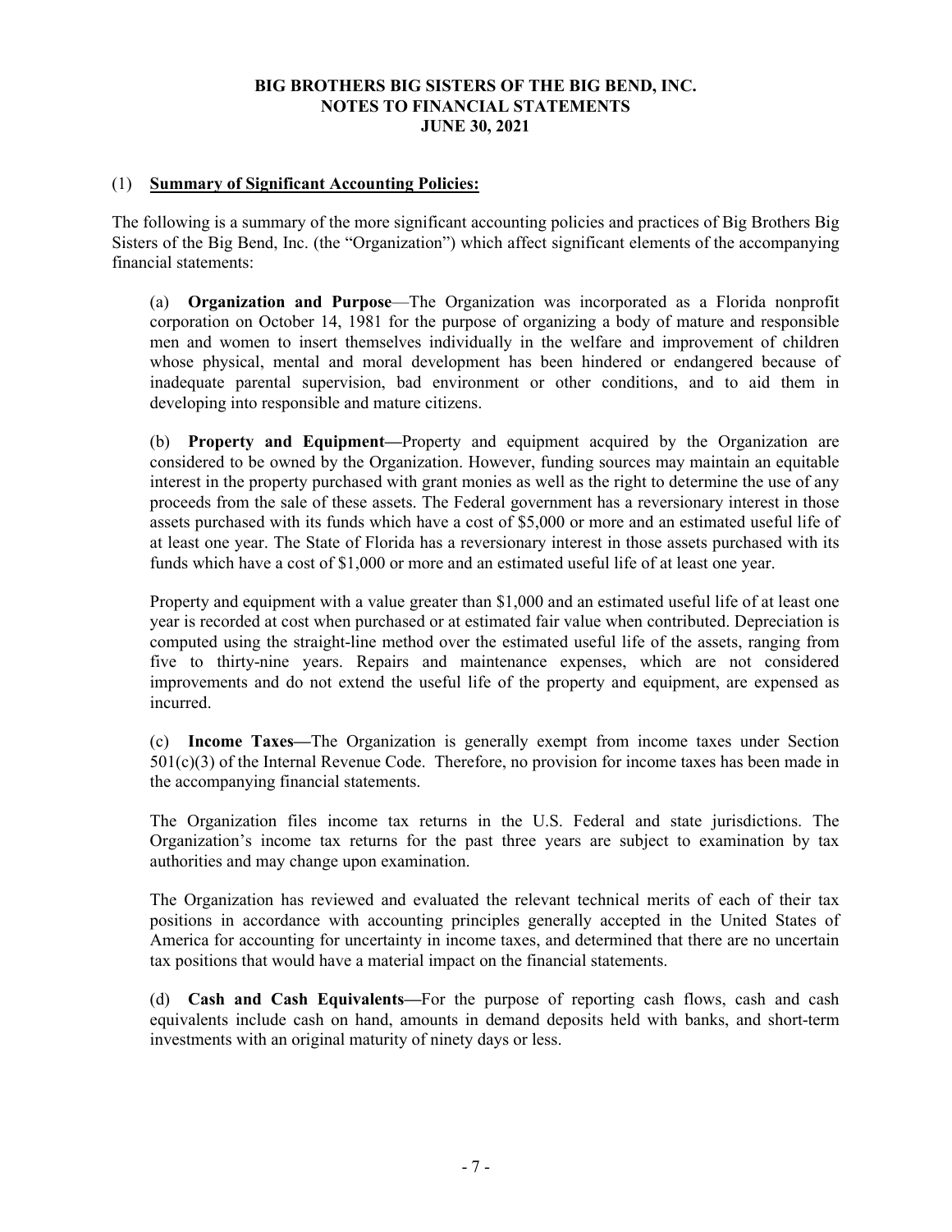**BIG BROTHERS BIG SISTERS OF THE BIG BEND, INC.**
**NOTES TO FINANCIAL STATEMENTS**
**JUNE 30, 2021**

## (1) Summary of Significant Accounting Policies:

The following is a summary of the more significant accounting policies and practices of Big Brothers Big Sisters of the Big Bend, Inc. (the "Organization") which affect significant elements of the accompanying financial statements:

(a) **Organization and Purpose**—The Organization was incorporated as a Florida nonprofit corporation on October 14, 1981 for the purpose of organizing a body of mature and responsible men and women to insert themselves individually in the welfare and improvement of children whose physical, mental and moral development has been hindered or endangered because of inadequate parental supervision, bad environment or other conditions, and to aid them in developing into responsible and mature citizens.

(b) **Property and Equipment—**Property and equipment acquired by the Organization are considered to be owned by the Organization. However, funding sources may maintain an equitable interest in the property purchased with grant monies as well as the right to determine the use of any proceeds from the sale of these assets. The Federal government has a reversionary interest in those assets purchased with its funds which have a cost of $5,000 or more and an estimated useful life of at least one year. The State of Florida has a reversionary interest in those assets purchased with its funds which have a cost of $1,000 or more and an estimated useful life of at least one year.

Property and equipment with a value greater than $1,000 and an estimated useful life of at least one year is recorded at cost when purchased or at estimated fair value when contributed. Depreciation is computed using the straight-line method over the estimated useful life of the assets, ranging from five to thirty-nine years. Repairs and maintenance expenses, which are not considered improvements and do not extend the useful life of the property and equipment, are expensed as incurred.

(c) **Income Taxes—**The Organization is generally exempt from income taxes under Section 501(c)(3) of the Internal Revenue Code. Therefore, no provision for income taxes has been made in the accompanying financial statements.

The Organization files income tax returns in the U.S. Federal and state jurisdictions. The Organization's income tax returns for the past three years are subject to examination by tax authorities and may change upon examination.

The Organization has reviewed and evaluated the relevant technical merits of each of their tax positions in accordance with accounting principles generally accepted in the United States of America for accounting for uncertainty in income taxes, and determined that there are no uncertain tax positions that would have a material impact on the financial statements.

(d) **Cash and Cash Equivalents—**For the purpose of reporting cash flows, cash and cash equivalents include cash on hand, amounts in demand deposits held with banks, and short-term investments with an original maturity of ninety days or less.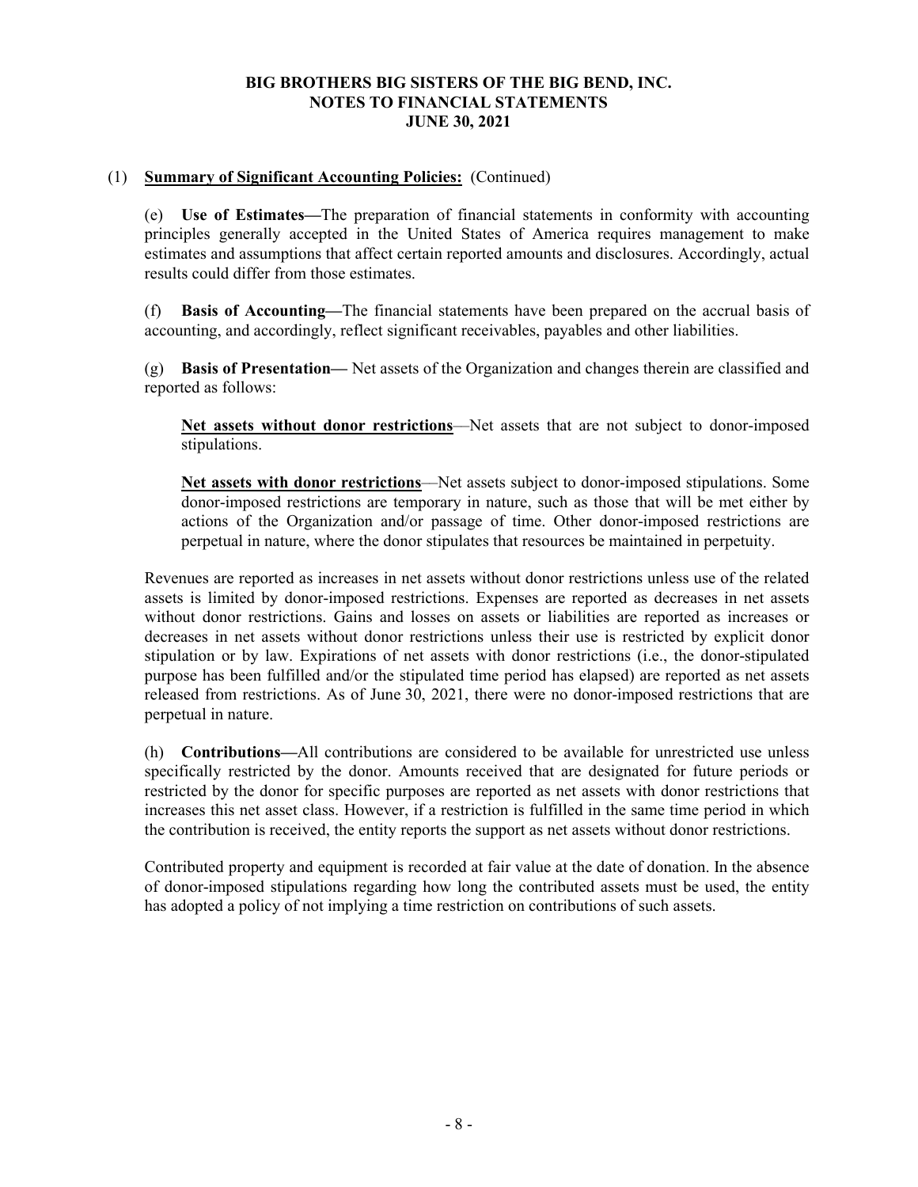(1) **Summary of Significant Accounting Policies:** (Continued)

(e) **Use of Estimates—**The preparation of financial statements in conformity with accounting principles generally accepted in the United States of America requires management to make estimates and assumptions that affect certain reported amounts and disclosures. Accordingly, actual results could differ from those estimates.

(f) **Basis of Accounting—**The financial statements have been prepared on the accrual basis of accounting, and accordingly, reflect significant receivables, payables and other liabilities.

(g) **Basis of Presentation—** Net assets of the Organization and changes therein are classified and reported as follows:

**Net assets without donor restrictions**—Net assets that are not subject to donor-imposed stipulations.

**Net assets with donor restrictions**—Net assets subject to donor-imposed stipulations. Some donor-imposed restrictions are temporary in nature, such as those that will be met either by actions of the Organization and/or passage of time. Other donor-imposed restrictions are perpetual in nature, where the donor stipulates that resources be maintained in perpetuity.

Revenues are reported as increases in net assets without donor restrictions unless use of the related assets is limited by donor-imposed restrictions. Expenses are reported as decreases in net assets without donor restrictions. Gains and losses on assets or liabilities are reported as increases or decreases in net assets without donor restrictions unless their use is restricted by explicit donor stipulation or by law. Expirations of net assets with donor restrictions (i.e., the donor-stipulated purpose has been fulfilled and/or the stipulated time period has elapsed) are reported as net assets released from restrictions. As of June 30, 2021, there were no donor-imposed restrictions that are perpetual in nature.

(h) **Contributions—**All contributions are considered to be available for unrestricted use unless specifically restricted by the donor. Amounts received that are designated for future periods or restricted by the donor for specific purposes are reported as net assets with donor restrictions that increases this net asset class. However, if a restriction is fulfilled in the same time period in which the contribution is received, the entity reports the support as net assets without donor restrictions.

Contributed property and equipment is recorded at fair value at the date of donation. In the absence of donor-imposed stipulations regarding how long the contributed assets must be used, the entity has adopted a policy of not implying a time restriction on contributions of such assets.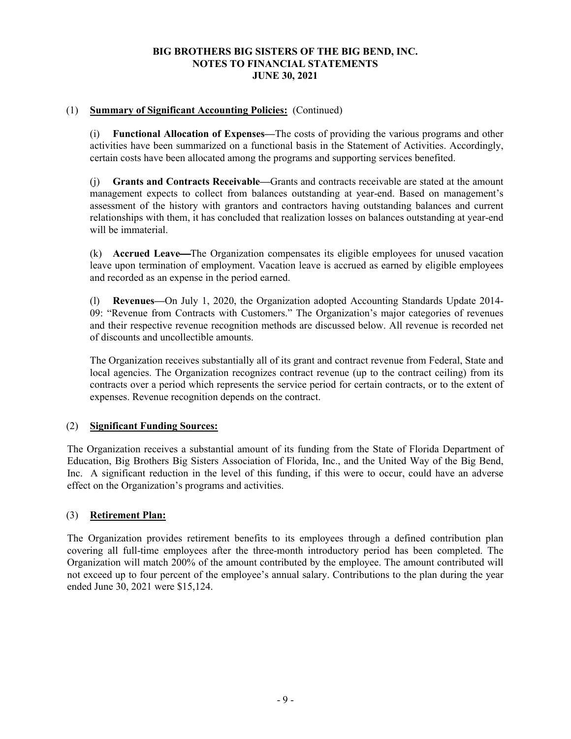**BIG BROTHERS BIG SISTERS OF THE BIG BEND, INC.**
**NOTES TO FINANCIAL STATEMENTS**
**JUNE 30, 2021**

(1) **Summary of Significant Accounting Policies:** (Continued)

(i) **Functional Allocation of Expenses—**The costs of providing the various programs and other activities have been summarized on a functional basis in the Statement of Activities. Accordingly, certain costs have been allocated among the programs and supporting services benefited.

(j) **Grants and Contracts Receivable—**Grants and contracts receivable are stated at the amount management expects to collect from balances outstanding at year-end. Based on management's assessment of the history with grantors and contractors having outstanding balances and current relationships with them, it has concluded that realization losses on balances outstanding at year-end will be immaterial.

(k) **Accrued Leave—**The Organization compensates its eligible employees for unused vacation leave upon termination of employment. Vacation leave is accrued as earned by eligible employees and recorded as an expense in the period earned.

(l) **Revenues—**On July 1, 2020, the Organization adopted Accounting Standards Update 2014-09: "Revenue from Contracts with Customers." The Organization's major categories of revenues and their respective revenue recognition methods are discussed below. All revenue is recorded net of discounts and uncollectible amounts.

The Organization receives substantially all of its grant and contract revenue from Federal, State and local agencies. The Organization recognizes contract revenue (up to the contract ceiling) from its contracts over a period which represents the service period for certain contracts, or to the extent of expenses. Revenue recognition depends on the contract.

(2) **Significant Funding Sources:**

The Organization receives a substantial amount of its funding from the State of Florida Department of Education, Big Brothers Big Sisters Association of Florida, Inc., and the United Way of the Big Bend, Inc. A significant reduction in the level of this funding, if this were to occur, could have an adverse effect on the Organization's programs and activities.

(3) **Retirement Plan:**

The Organization provides retirement benefits to its employees through a defined contribution plan covering all full-time employees after the three-month introductory period has been completed. The Organization will match 200% of the amount contributed by the employee. The amount contributed will not exceed up to four percent of the employee's annual salary. Contributions to the plan during the year ended June 30, 2021 were $15,124.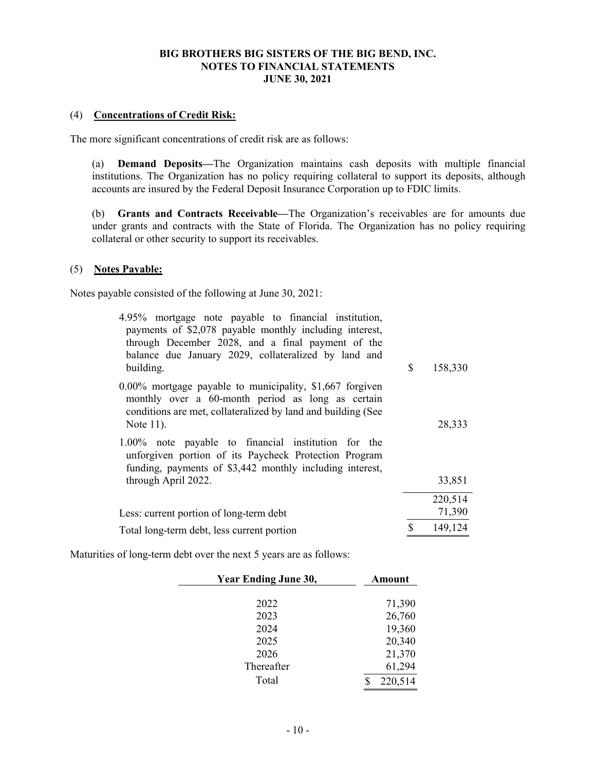**BIG BROTHERS BIG SISTERS OF THE BIG BEND, INC.**
**NOTES TO FINANCIAL STATEMENTS**
**JUNE 30, 2021**

## (4) Concentrations of Credit Risk:

The more significant concentrations of credit risk are as follows:

(a) **Demand Deposits—**The Organization maintains cash deposits with multiple financial institutions. The Organization has no policy requiring collateral to support its deposits, although accounts are insured by the Federal Deposit Insurance Corporation up to FDIC limits.

(b) **Grants and Contracts Receivable—**The Organization's receivables are for amounts due under grants and contracts with the State of Florida. The Organization has no policy requiring collateral or other security to support its receivables.

## (5) Notes Payable:

Notes payable consisted of the following at June 30, 2021:

| | |
|---|---|
| 4.95% mortgage note payable to financial institution, payments of $2,078 payable monthly including interest, through December 2028, and a final payment of the balance due January 2029, collateralized by land and building. | $ 158,330 |
| 0.00% mortgage payable to municipality, $1,667 forgiven monthly over a 60-month period as long as certain conditions are met, collateralized by land and building (See Note 11). | 28,333 |
| 1.00% note payable to financial institution for the unforgiven portion of its Paycheck Protection Program funding, payments of $3,442 monthly including interest, through April 2022. | 33,851 |
| | 220,514 |
| Less: current portion of long-term debt | 71,390 |
| Total long-term debt, less current portion | $ 149,124 |

Maturities of long-term debt over the next 5 years are as follows:

| Year Ending June 30, | Amount |
|---|---|
| 2022 | 71,390 |
| 2023 | 26,760 |
| 2024 | 19,360 |
| 2025 | 20,340 |
| 2026 | 21,370 |
| Thereafter | 61,294 |
| Total | $ 220,514 |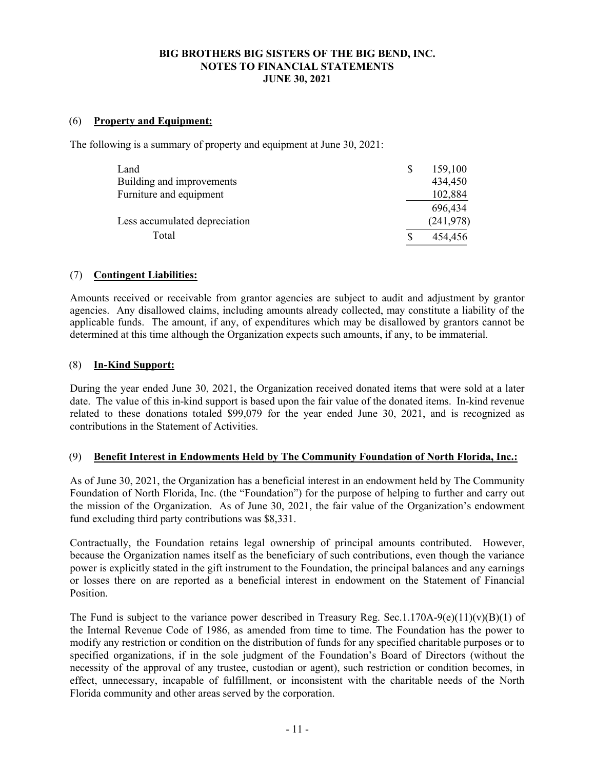**BIG BROTHERS BIG SISTERS OF THE BIG BEND, INC.**
**NOTES TO FINANCIAL STATEMENTS**
**JUNE 30, 2021**

(6) **Property and Equipment:**

The following is a summary of property and equipment at June 30, 2021:

| | |
|---|---|
| Land | $ 159,100 |
| Building and improvements | 434,450 |
| Furniture and equipment | 102,884 |
| | 696,434 |
| Less accumulated depreciation | (241,978) |
| Total | $ 454,456 |

(7) **Contingent Liabilities:**

Amounts received or receivable from grantor agencies are subject to audit and adjustment by grantor agencies. Any disallowed claims, including amounts already collected, may constitute a liability of the applicable funds. The amount, if any, of expenditures which may be disallowed by grantors cannot be determined at this time although the Organization expects such amounts, if any, to be immaterial.

(8) **In-Kind Support:**

During the year ended June 30, 2021, the Organization received donated items that were sold at a later date. The value of this in-kind support is based upon the fair value of the donated items. In-kind revenue related to these donations totaled $99,079 for the year ended June 30, 2021, and is recognized as contributions in the Statement of Activities.

(9) **Benefit Interest in Endowments Held by The Community Foundation of North Florida, Inc.:**

As of June 30, 2021, the Organization has a beneficial interest in an endowment held by The Community Foundation of North Florida, Inc. (the "Foundation") for the purpose of helping to further and carry out the mission of the Organization. As of June 30, 2021, the fair value of the Organization's endowment fund excluding third party contributions was $8,331.

Contractually, the Foundation retains legal ownership of principal amounts contributed. However, because the Organization names itself as the beneficiary of such contributions, even though the variance power is explicitly stated in the gift instrument to the Foundation, the principal balances and any earnings or losses there on are reported as a beneficial interest in endowment on the Statement of Financial Position.

The Fund is subject to the variance power described in Treasury Reg. Sec.1.170A-9(e)(11)(v)(B)(1) of the Internal Revenue Code of 1986, as amended from time to time. The Foundation has the power to modify any restriction or condition on the distribution of funds for any specified charitable purposes or to specified organizations, if in the sole judgment of the Foundation's Board of Directors (without the necessity of the approval of any trustee, custodian or agent), such restriction or condition becomes, in effect, unnecessary, incapable of fulfillment, or inconsistent with the charitable needs of the North Florida community and other areas served by the corporation.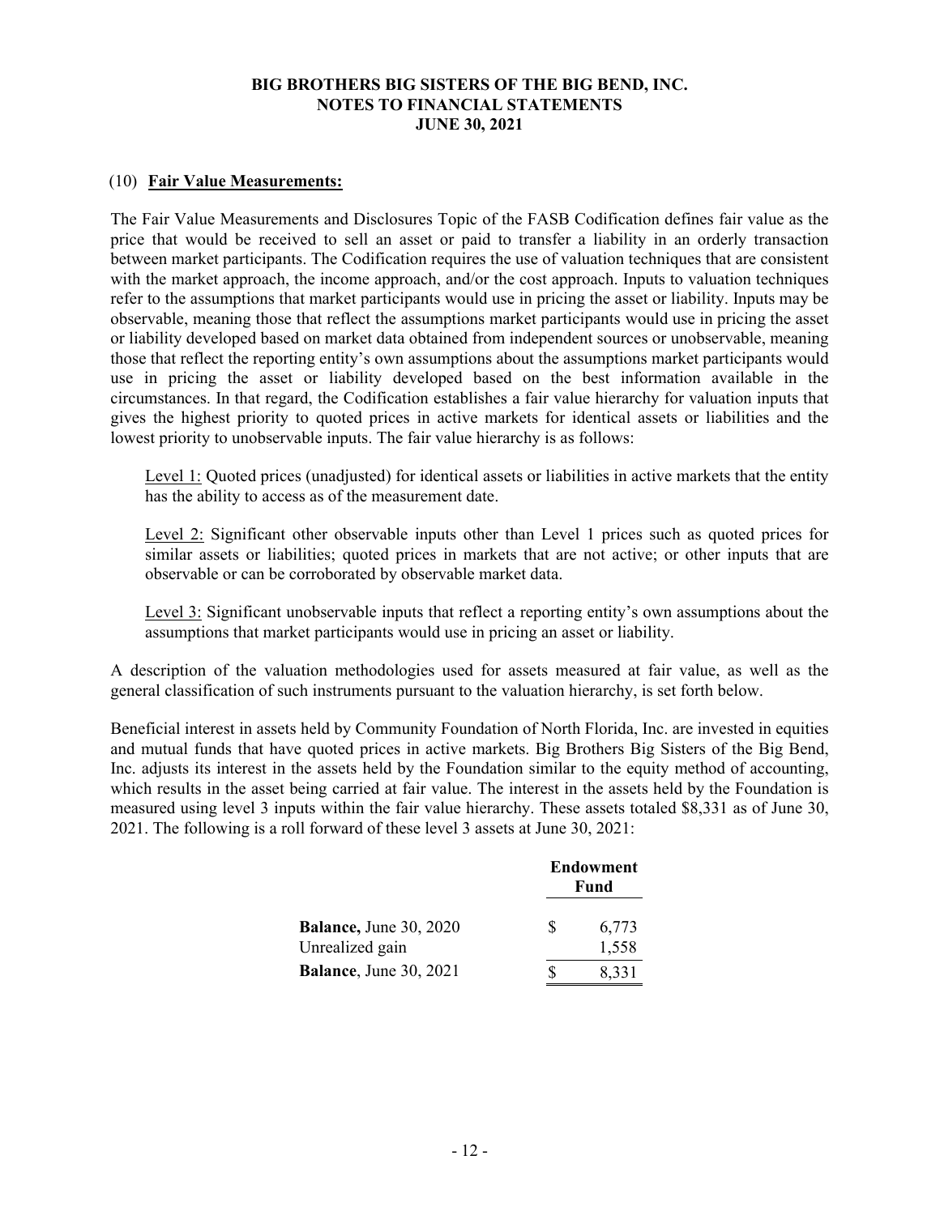**BIG BROTHERS BIG SISTERS OF THE BIG BEND, INC.**
**NOTES TO FINANCIAL STATEMENTS**
**JUNE 30, 2021**

## (10) Fair Value Measurements:

The Fair Value Measurements and Disclosures Topic of the FASB Codification defines fair value as the price that would be received to sell an asset or paid to transfer a liability in an orderly transaction between market participants. The Codification requires the use of valuation techniques that are consistent with the market approach, the income approach, and/or the cost approach. Inputs to valuation techniques refer to the assumptions that market participants would use in pricing the asset or liability. Inputs may be observable, meaning those that reflect the assumptions market participants would use in pricing the asset or liability developed based on market data obtained from independent sources or unobservable, meaning those that reflect the reporting entity's own assumptions about the assumptions market participants would use in pricing the asset or liability developed based on the best information available in the circumstances. In that regard, the Codification establishes a fair value hierarchy for valuation inputs that gives the highest priority to quoted prices in active markets for identical assets or liabilities and the lowest priority to unobservable inputs. The fair value hierarchy is as follows:

Level 1: Quoted prices (unadjusted) for identical assets or liabilities in active markets that the entity has the ability to access as of the measurement date.

Level 2: Significant other observable inputs other than Level 1 prices such as quoted prices for similar assets or liabilities; quoted prices in markets that are not active; or other inputs that are observable or can be corroborated by observable market data.

Level 3: Significant unobservable inputs that reflect a reporting entity's own assumptions about the assumptions that market participants would use in pricing an asset or liability.

A description of the valuation methodologies used for assets measured at fair value, as well as the general classification of such instruments pursuant to the valuation hierarchy, is set forth below.

Beneficial interest in assets held by Community Foundation of North Florida, Inc. are invested in equities and mutual funds that have quoted prices in active markets. Big Brothers Big Sisters of the Big Bend, Inc. adjusts its interest in the assets held by the Foundation similar to the equity method of accounting, which results in the asset being carried at fair value. The interest in the assets held by the Foundation is measured using level 3 inputs within the fair value hierarchy. These assets totaled $8,331 as of June 30, 2021. The following is a roll forward of these level 3 assets at June 30, 2021:

| | Endowment Fund |
|---|---|
| **Balance,** June 30, 2020 | $ 6,773 |
| Unrealized gain | 1,558 |
| **Balance**, June 30, 2021 | $ 8,331 |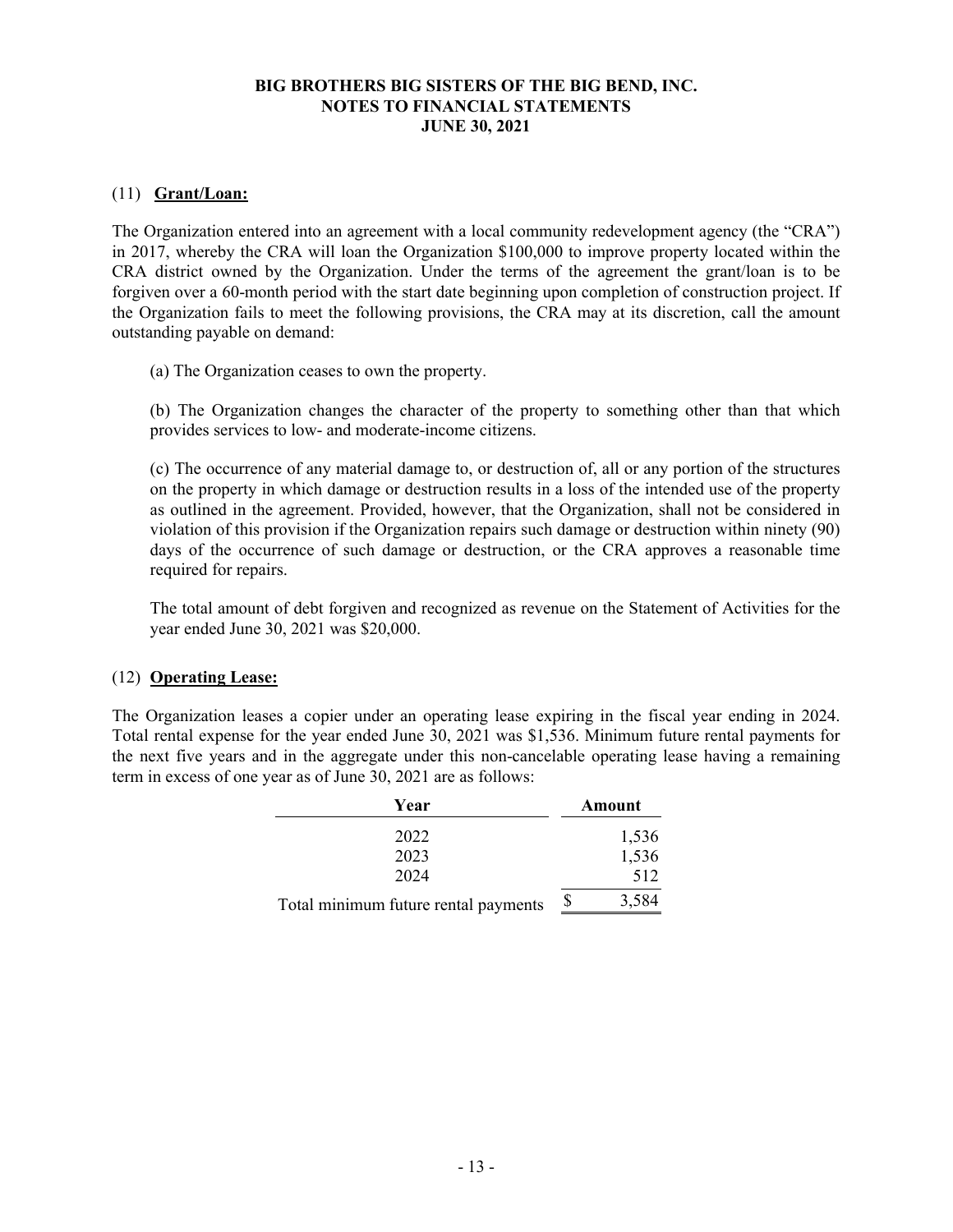# BIG BROTHERS BIG SISTERS OF THE BIG BEND, INC.
## NOTES TO FINANCIAL STATEMENTS
## JUNE 30, 2021

(11) **Grant/Loan:**

The Organization entered into an agreement with a local community redevelopment agency (the "CRA") in 2017, whereby the CRA will loan the Organization $100,000 to improve property located within the CRA district owned by the Organization. Under the terms of the agreement the grant/loan is to be forgiven over a 60-month period with the start date beginning upon completion of construction project. If the Organization fails to meet the following provisions, the CRA may at its discretion, call the amount outstanding payable on demand:

(a) The Organization ceases to own the property.

(b) The Organization changes the character of the property to something other than that which provides services to low- and moderate-income citizens.

(c) The occurrence of any material damage to, or destruction of, all or any portion of the structures on the property in which damage or destruction results in a loss of the intended use of the property as outlined in the agreement. Provided, however, that the Organization, shall not be considered in violation of this provision if the Organization repairs such damage or destruction within ninety (90) days of the occurrence of such damage or destruction, or the CRA approves a reasonable time required for repairs.

The total amount of debt forgiven and recognized as revenue on the Statement of Activities for the year ended June 30, 2021 was $20,000.

(12) **Operating Lease:**

The Organization leases a copier under an operating lease expiring in the fiscal year ending in 2024. Total rental expense for the year ended June 30, 2021 was $1,536. Minimum future rental payments for the next five years and in the aggregate under this non-cancelable operating lease having a remaining term in excess of one year as of June 30, 2021 are as follows:

| Year | Amount |
|---|---|
| 2022 | 1,536 |
| 2023 | 1,536 |
| 2024 | 512 |
| Total minimum future rental payments | $ 3,584 |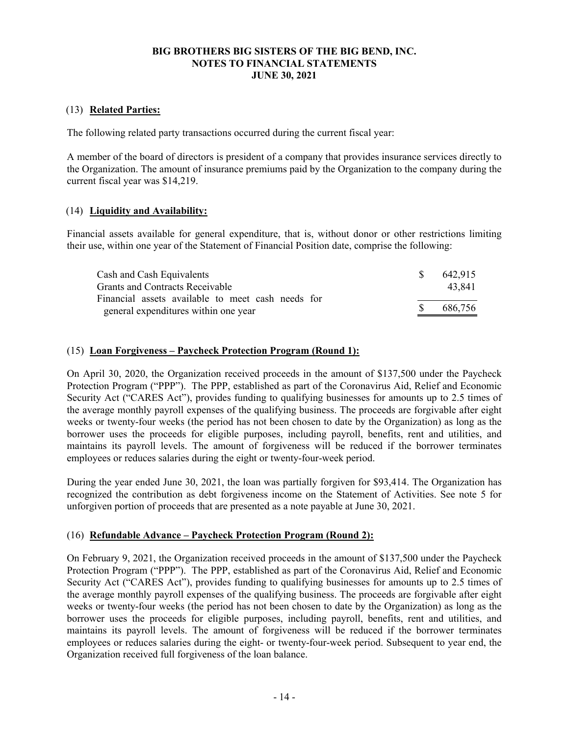**BIG BROTHERS BIG SISTERS OF THE BIG BEND, INC.**
**NOTES TO FINANCIAL STATEMENTS**
**JUNE 30, 2021**

## (13) Related Parties:

The following related party transactions occurred during the current fiscal year:

A member of the board of directors is president of a company that provides insurance services directly to the Organization. The amount of insurance premiums paid by the Organization to the company during the current fiscal year was $14,219.

## (14) Liquidity and Availability:

Financial assets available for general expenditure, that is, without donor or other restrictions limiting their use, within one year of the Statement of Financial Position date, comprise the following:

| | |
|---|---|
| Cash and Cash Equivalents | $ 642,915 |
| Grants and Contracts Receivable | 43,841 |
| Financial assets available to meet cash needs for general expenditures within one year | $ 686,756 |

## (15) Loan Forgiveness – Paycheck Protection Program (Round 1):

On April 30, 2020, the Organization received proceeds in the amount of $137,500 under the Paycheck Protection Program ("PPP"). The PPP, established as part of the Coronavirus Aid, Relief and Economic Security Act ("CARES Act"), provides funding to qualifying businesses for amounts up to 2.5 times of the average monthly payroll expenses of the qualifying business. The proceeds are forgivable after eight weeks or twenty-four weeks (the period has not been chosen to date by the Organization) as long as the borrower uses the proceeds for eligible purposes, including payroll, benefits, rent and utilities, and maintains its payroll levels. The amount of forgiveness will be reduced if the borrower terminates employees or reduces salaries during the eight or twenty-four-week period.

During the year ended June 30, 2021, the loan was partially forgiven for $93,414. The Organization has recognized the contribution as debt forgiveness income on the Statement of Activities. See note 5 for unforgiven portion of proceeds that are presented as a note payable at June 30, 2021.

## (16) Refundable Advance – Paycheck Protection Program (Round 2):

On February 9, 2021, the Organization received proceeds in the amount of $137,500 under the Paycheck Protection Program ("PPP"). The PPP, established as part of the Coronavirus Aid, Relief and Economic Security Act ("CARES Act"), provides funding to qualifying businesses for amounts up to 2.5 times of the average monthly payroll expenses of the qualifying business. The proceeds are forgivable after eight weeks or twenty-four weeks (the period has not been chosen to date by the Organization) as long as the borrower uses the proceeds for eligible purposes, including payroll, benefits, rent and utilities, and maintains its payroll levels. The amount of forgiveness will be reduced if the borrower terminates employees or reduces salaries during the eight- or twenty-four-week period. Subsequent to year end, the Organization received full forgiveness of the loan balance.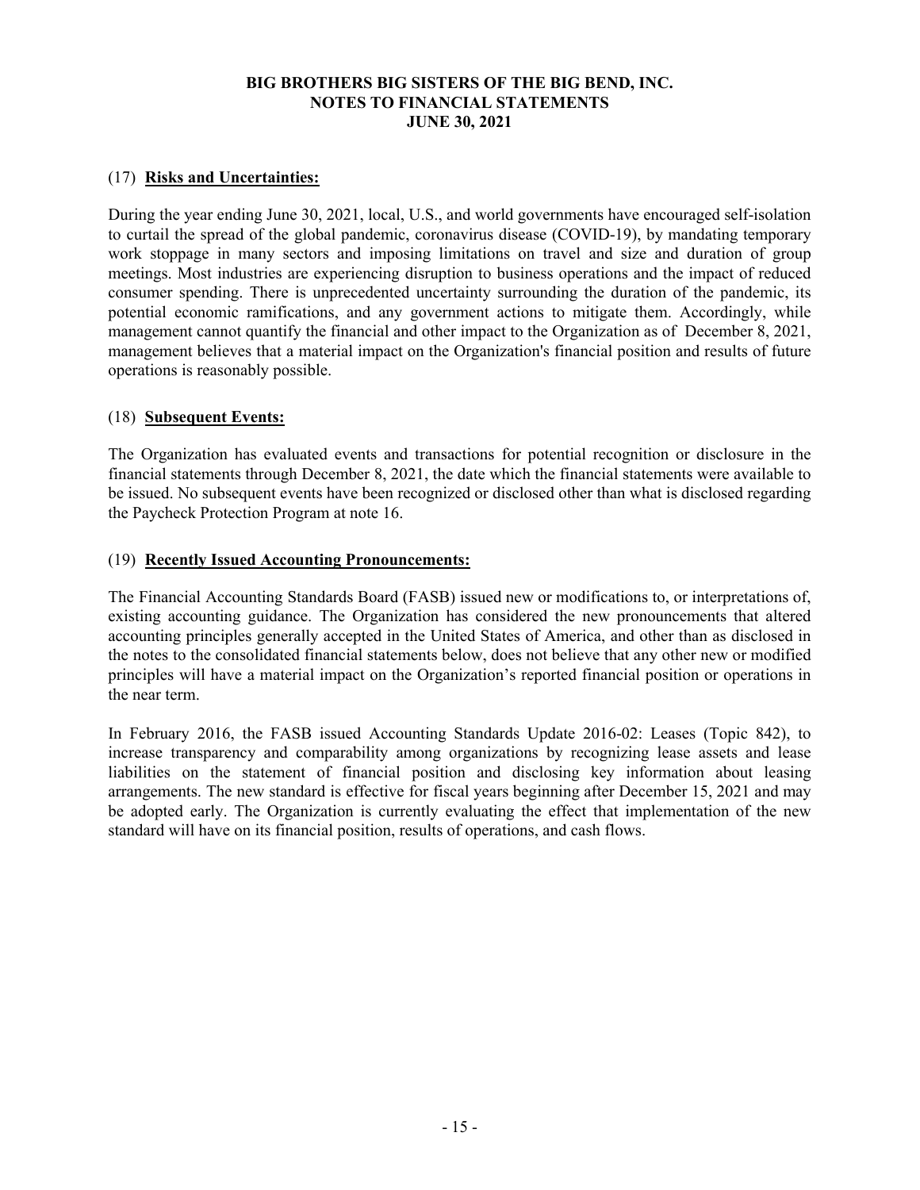**BIG BROTHERS BIG SISTERS OF THE BIG BEND, INC.**
**NOTES TO FINANCIAL STATEMENTS**
**JUNE 30, 2021**

## (17) Risks and Uncertainties:

During the year ending June 30, 2021, local, U.S., and world governments have encouraged self-isolation to curtail the spread of the global pandemic, coronavirus disease (COVID-19), by mandating temporary work stoppage in many sectors and imposing limitations on travel and size and duration of group meetings. Most industries are experiencing disruption to business operations and the impact of reduced consumer spending. There is unprecedented uncertainty surrounding the duration of the pandemic, its potential economic ramifications, and any government actions to mitigate them. Accordingly, while management cannot quantify the financial and other impact to the Organization as of December 8, 2021, management believes that a material impact on the Organization's financial position and results of future operations is reasonably possible.

## (18) Subsequent Events:

The Organization has evaluated events and transactions for potential recognition or disclosure in the financial statements through December 8, 2021, the date which the financial statements were available to be issued. No subsequent events have been recognized or disclosed other than what is disclosed regarding the Paycheck Protection Program at note 16.

## (19) Recently Issued Accounting Pronouncements:

The Financial Accounting Standards Board (FASB) issued new or modifications to, or interpretations of, existing accounting guidance. The Organization has considered the new pronouncements that altered accounting principles generally accepted in the United States of America, and other than as disclosed in the notes to the consolidated financial statements below, does not believe that any other new or modified principles will have a material impact on the Organization's reported financial position or operations in the near term.

In February 2016, the FASB issued Accounting Standards Update 2016-02: Leases (Topic 842), to increase transparency and comparability among organizations by recognizing lease assets and lease liabilities on the statement of financial position and disclosing key information about leasing arrangements. The new standard is effective for fiscal years beginning after December 15, 2021 and may be adopted early. The Organization is currently evaluating the effect that implementation of the new standard will have on its financial position, results of operations, and cash flows.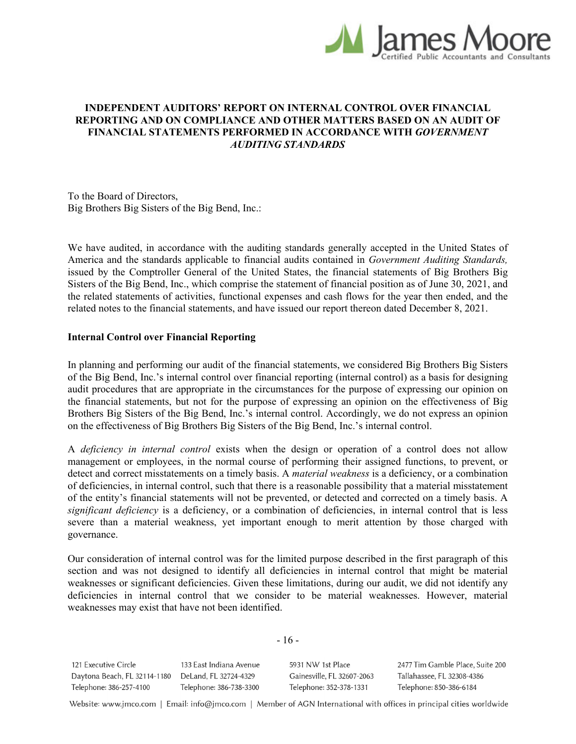# INDEPENDENT AUDITORS' REPORT ON INTERNAL CONTROL OVER FINANCIAL REPORTING AND ON COMPLIANCE AND OTHER MATTERS BASED ON AN AUDIT OF FINANCIAL STATEMENTS PERFORMED IN ACCORDANCE WITH *GOVERNMENT AUDITING STANDARDS*

To the Board of Directors,
Big Brothers Big Sisters of the Big Bend, Inc.:

We have audited, in accordance with the auditing standards generally accepted in the United States of America and the standards applicable to financial audits contained in *Government Auditing Standards,* issued by the Comptroller General of the United States, the financial statements of Big Brothers Big Sisters of the Big Bend, Inc., which comprise the statement of financial position as of June 30, 2021, and the related statements of activities, functional expenses and cash flows for the year then ended, and the related notes to the financial statements, and have issued our report thereon dated December 8, 2021.

**Internal Control over Financial Reporting**

In planning and performing our audit of the financial statements, we considered Big Brothers Big Sisters of the Big Bend, Inc.'s internal control over financial reporting (internal control) as a basis for designing audit procedures that are appropriate in the circumstances for the purpose of expressing our opinion on the financial statements, but not for the purpose of expressing an opinion on the effectiveness of Big Brothers Big Sisters of the Big Bend, Inc.'s internal control. Accordingly, we do not express an opinion on the effectiveness of Big Brothers Big Sisters of the Big Bend, Inc.'s internal control.

A *deficiency in internal control* exists when the design or operation of a control does not allow management or employees, in the normal course of performing their assigned functions, to prevent, or detect and correct misstatements on a timely basis. A *material weakness* is a deficiency, or a combination of deficiencies, in internal control, such that there is a reasonable possibility that a material misstatement of the entity's financial statements will not be prevented, or detected and corrected on a timely basis. A *significant deficiency* is a deficiency, or a combination of deficiencies, in internal control that is less severe than a material weakness, yet important enough to merit attention by those charged with governance.

Our consideration of internal control was for the limited purpose described in the first paragraph of this section and was not designed to identify all deficiencies in internal control that might be material weaknesses or significant deficiencies. Given these limitations, during our audit, we did not identify any deficiencies in internal control that we consider to be material weaknesses. However, material weaknesses may exist that have not been identified.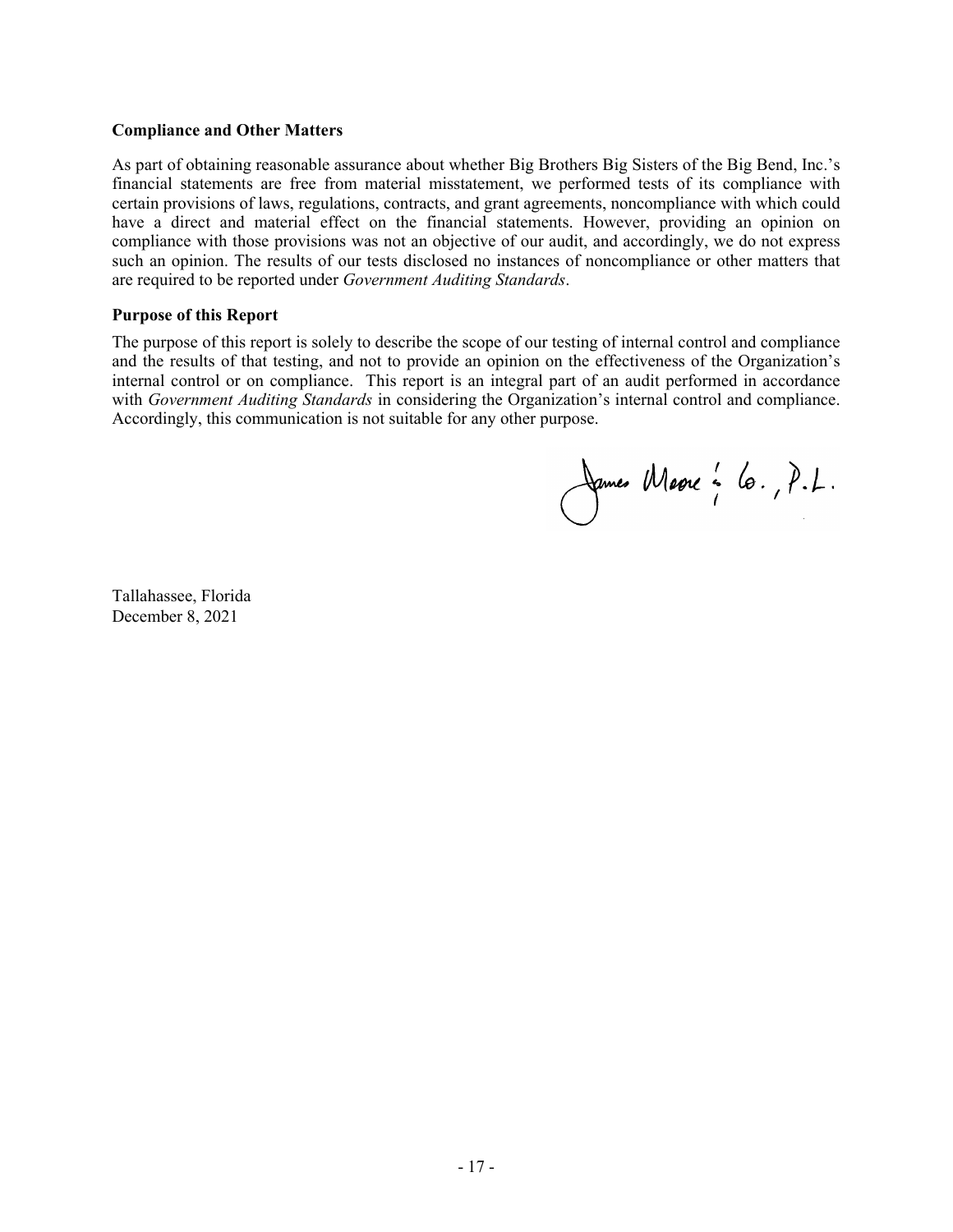**Compliance and Other Matters**

As part of obtaining reasonable assurance about whether Big Brothers Big Sisters of the Big Bend, Inc.'s financial statements are free from material misstatement, we performed tests of its compliance with certain provisions of laws, regulations, contracts, and grant agreements, noncompliance with which could have a direct and material effect on the financial statements. However, providing an opinion on compliance with those provisions was not an objective of our audit, and accordingly, we do not express such an opinion. The results of our tests disclosed no instances of noncompliance or other matters that are required to be reported under *Government Auditing Standards*.

**Purpose of this Report**

The purpose of this report is solely to describe the scope of our testing of internal control and compliance and the results of that testing, and not to provide an opinion on the effectiveness of the Organization's internal control or on compliance. This report is an integral part of an audit performed in accordance with *Government Auditing Standards* in considering the Organization's internal control and compliance. Accordingly, this communication is not suitable for any other purpose.

James Moore & Co., P.L.

Tallahassee, Florida
December 8, 2021